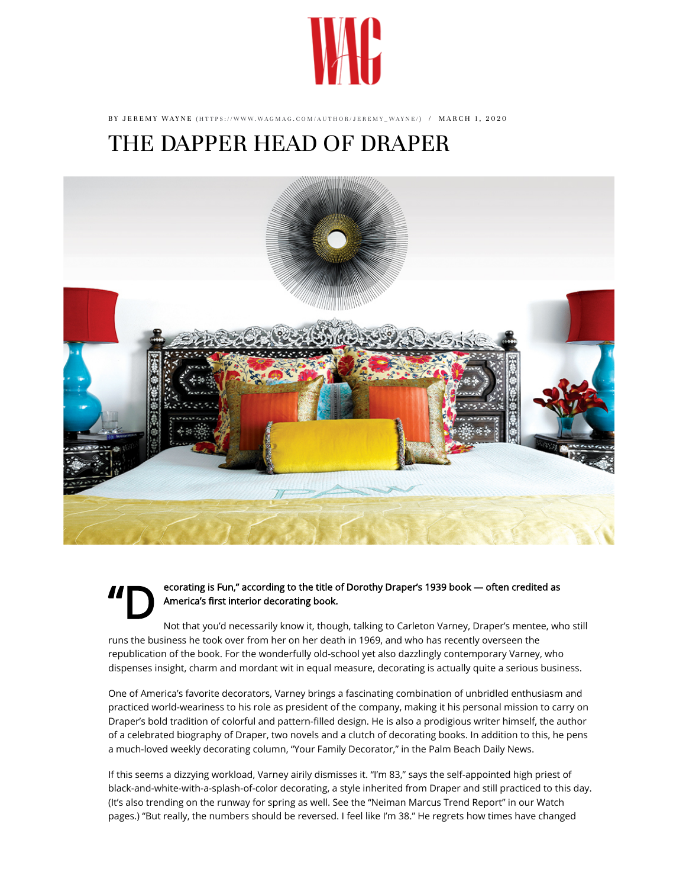BY JEREMY WAYNE (HTTPS://WWW.WAGMAG.COM/AUTHOR/JEREMY_WAYNE/) / MARCH 1, 2020

# THE DAPPER HEAD OF DRAPER

**"Decorating is Fun," according to the title of Dorothy Draper's 1939 book — often credited as America's first interior decorating book.**

Not that you'd necessarily know it, though, talking to Carleton Varney, Draper's mentee, who still runs the business he took over from her on her death in 1969, and who has recently overseen the republication of the book. For the wonderfully old-school yet also dazzlingly contemporary Varney, who dispenses insight, charm and mordant wit in equal measure, decorating is actually quite a serious business.

One of America's favorite decorators, Varney brings a fascinating combination of unbridled enthusiasm and practiced world-weariness to his role as president of the company, making it his personal mission to carry on Draper's bold tradition of colorful and pattern-filled design. He is also a prodigious writer himself, the author of a celebrated biography of Draper, two novels and a clutch of decorating books. In addition to this, he pens a much-loved weekly decorating column, "Your Family Decorator," in the Palm Beach Daily News.

If this seems a dizzying workload, Varney airily dismisses it. "I'm 83," says the self-appointed high priest of black-and-white-with-a-splash-of-color decorating, a style inherited from Draper and still practiced to this day. (It's also trending on the runway for spring as well. See the "Neiman Marcus Trend Report" in our Watch pages.) "But really, the numbers should be reversed. I feel like I'm 38." He regrets how times have changed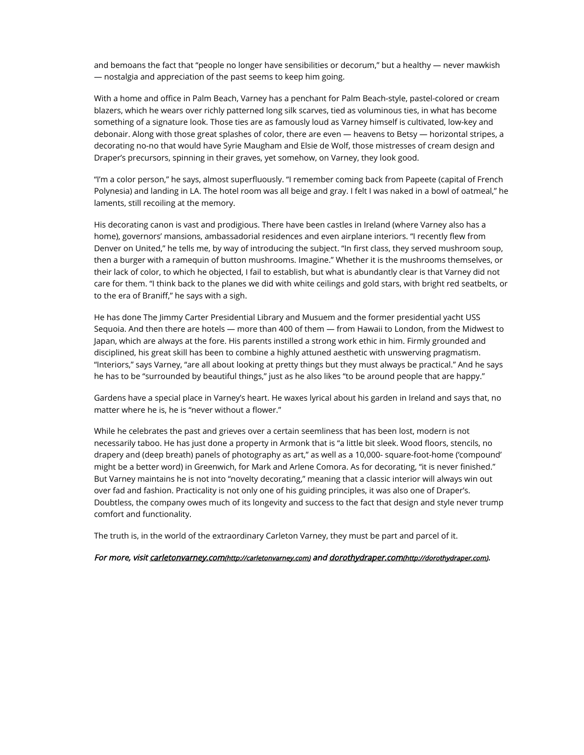and bemoans the fact that "people no longer have sensibilities or decorum," but a healthy — never mawkish — nostalgia and appreciation of the past seems to keep him going.

With a home and office in Palm Beach, Varney has a penchant for Palm Beach-style, pastel-colored or cream blazers, which he wears over richly patterned long silk scarves, tied as voluminous ties, in what has become something of a signature look. Those ties are as famously loud as Varney himself is cultivated, low-key and debonair. Along with those great splashes of color, there are even — heavens to Betsy — horizontal stripes, a decorating no-no that would have Syrie Maugham and Elsie de Wolf, those mistresses of cream design and Draper's precursors, spinning in their graves, yet somehow, on Varney, they look good.

"I'm a color person," he says, almost superfluously. "I remember coming back from Papeete (capital of French Polynesia) and landing in LA. The hotel room was all beige and gray. I felt I was naked in a bowl of oatmeal," he laments, still recoiling at the memory.

His decorating canon is vast and prodigious. There have been castles in Ireland (where Varney also has a home), governors' mansions, ambassadorial residences and even airplane interiors. "I recently flew from Denver on United," he tells me, by way of introducing the subject. "In first class, they served mushroom soup, then a burger with a ramequin of button mushrooms. Imagine." Whether it is the mushrooms themselves, or their lack of color, to which he objected, I fail to establish, but what is abundantly clear is that Varney did not care for them. "I think back to the planes we did with white ceilings and gold stars, with bright red seatbelts, or to the era of Braniff," he says with a sigh.

He has done The Jimmy Carter Presidential Library and Musuem and the former presidential yacht USS Sequoia. And then there are hotels — more than 400 of them — from Hawaii to London, from the Midwest to Japan, which are always at the fore. His parents instilled a strong work ethic in him. Firmly grounded and disciplined, his great skill has been to combine a highly attuned aesthetic with unswerving pragmatism. "Interiors," says Varney, "are all about looking at pretty things but they must always be practical." And he says he has to be "surrounded by beautiful things," just as he also likes "to be around people that are happy."

Gardens have a special place in Varney's heart. He waxes lyrical about his garden in Ireland and says that, no matter where he is, he is "never without a flower."

While he celebrates the past and grieves over a certain seemliness that has been lost, modern is not necessarily taboo. He has just done a property in Armonk that is "a little bit sleek. Wood floors, stencils, no drapery and (deep breath) panels of photography as art," as well as a 10,000- square-foot-home ('compound' might be a better word) in Greenwich, for Mark and Arlene Comora. As for decorating, "it is never finished." But Varney maintains he is not into "novelty decorating," meaning that a classic interior will always win out over fad and fashion. Practicality is not only one of his guiding principles, it was also one of Draper's. Doubtless, the company owes much of its longevity and success to the fact that design and style never trump comfort and functionality.

The truth is, in the world of the extraordinary Carleton Varney, they must be part and parcel of it.

*For more, visit [carletonvarney.com](http://carletonvarney.com) and [dorothydraper.com](http://dorothydraper.com).*